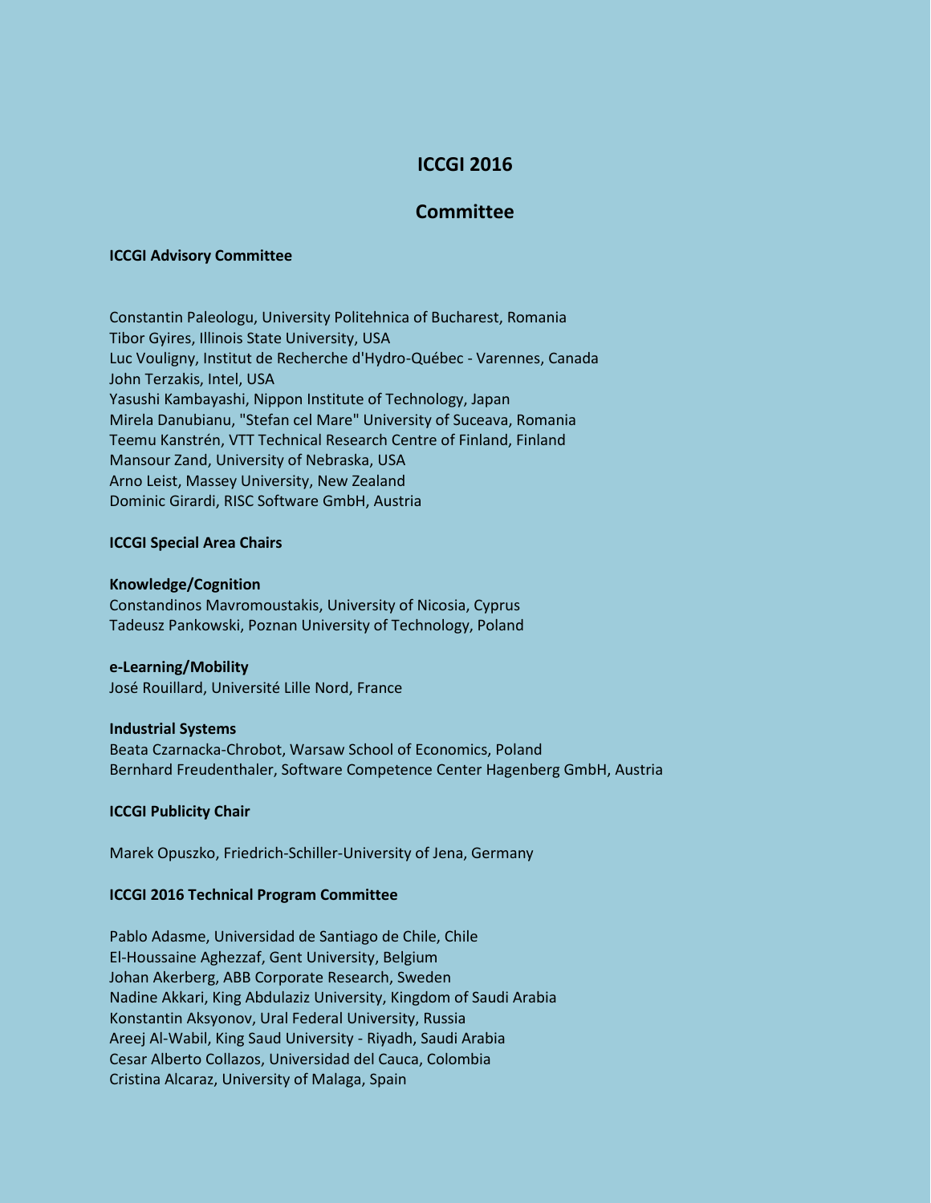# ICCGI 2016

## Committee

### ICCGI Advisory Committee

Constantin Paleologu, University Politehnica of Bucharest, Romania
Tibor Gyires, Illinois State University, USA
Luc Vouligny, Institut de Recherche d'Hydro-Québec - Varennes, Canada
John Terzakis, Intel, USA
Yasushi Kambayashi, Nippon Institute of Technology, Japan
Mirela Danubianu, "Stefan cel Mare" University of Suceava, Romania
Teemu Kanstrén, VTT Technical Research Centre of Finland, Finland
Mansour Zand, University of Nebraska, USA
Arno Leist, Massey University, New Zealand
Dominic Girardi, RISC Software GmbH, Austria

### ICCGI Special Area Chairs

**Knowledge/Cognition**
Constandinos Mavromoustakis, University of Nicosia, Cyprus
Tadeusz Pankowski, Poznan University of Technology, Poland

**e-Learning/Mobility**
José Rouillard, Université Lille Nord, France

**Industrial Systems**
Beata Czarnacka-Chrobot, Warsaw School of Economics, Poland
Bernhard Freudenthaler, Software Competence Center Hagenberg GmbH, Austria

### ICCGI Publicity Chair

Marek Opuszko, Friedrich-Schiller-University of Jena, Germany

### ICCGI 2016 Technical Program Committee

Pablo Adasme, Universidad de Santiago de Chile, Chile
El-Houssaine Aghezzaf, Gent University, Belgium
Johan Akerberg, ABB Corporate Research, Sweden
Nadine Akkari, King Abdulaziz University, Kingdom of Saudi Arabia
Konstantin Aksyonov, Ural Federal University, Russia
Areej Al-Wabil, King Saud University - Riyadh, Saudi Arabia
Cesar Alberto Collazos, Universidad del Cauca, Colombia
Cristina Alcaraz, University of Malaga, Spain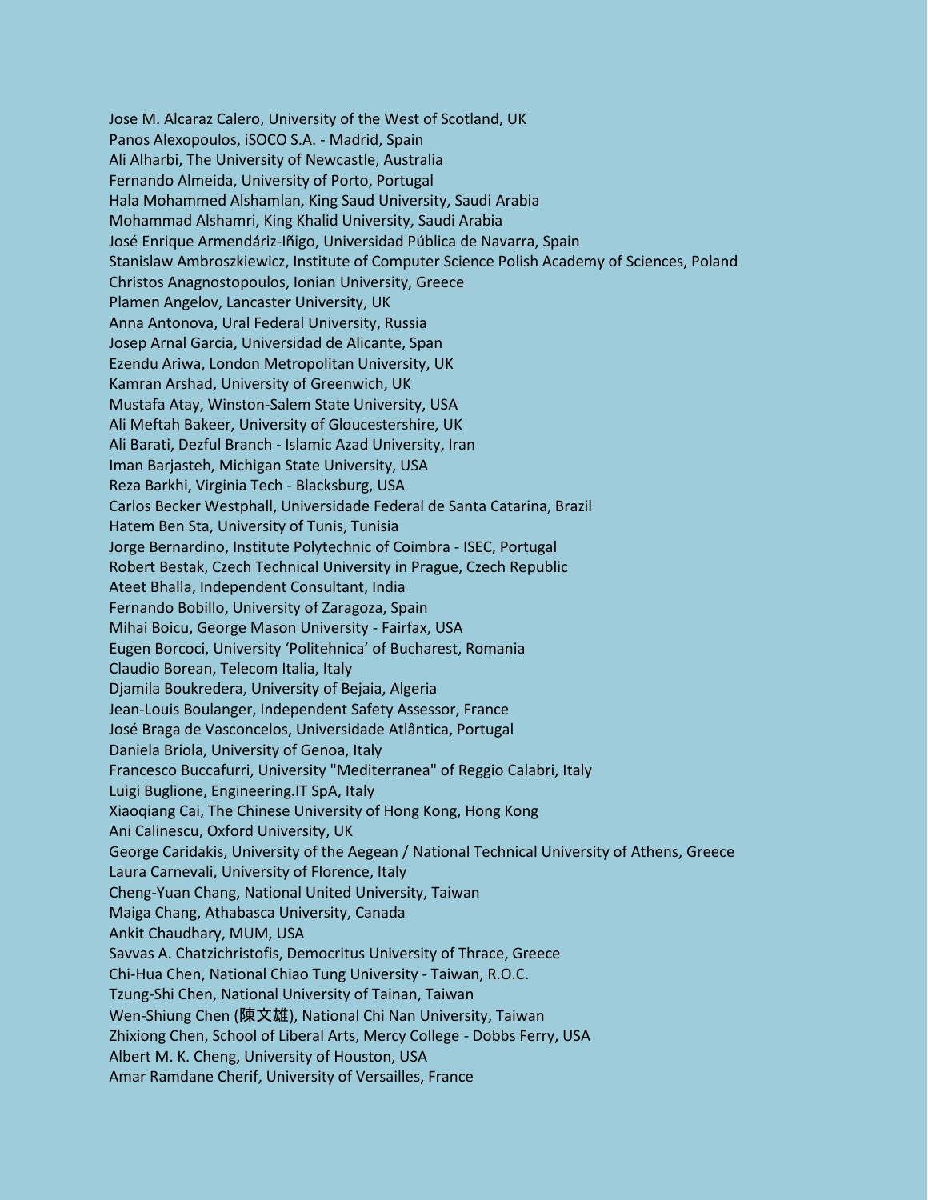Jose M. Alcaraz Calero, University of the West of Scotland, UK
Panos Alexopoulos, iSOCO S.A. - Madrid, Spain
Ali Alharbi, The University of Newcastle, Australia
Fernando Almeida, University of Porto, Portugal
Hala Mohammed Alshamlan, King Saud University, Saudi Arabia
Mohammad Alshamri, King Khalid University, Saudi Arabia
José Enrique Armendáriz-Iñigo, Universidad Pública de Navarra, Spain
Stanislaw Ambroszkiewicz, Institute of Computer Science Polish Academy of Sciences, Poland
Christos Anagnostopoulos, Ionian University, Greece
Plamen Angelov, Lancaster University, UK
Anna Antonova, Ural Federal University, Russia
Josep Arnal Garcia, Universidad de Alicante, Span
Ezendu Ariwa, London Metropolitan University, UK
Kamran Arshad, University of Greenwich, UK
Mustafa Atay, Winston-Salem State University, USA
Ali Meftah Bakeer, University of Gloucestershire, UK
Ali Barati, Dezful Branch - Islamic Azad University, Iran
Iman Barjasteh, Michigan State University, USA
Reza Barkhi, Virginia Tech - Blacksburg, USA
Carlos Becker Westphall, Universidade Federal de Santa Catarina, Brazil
Hatem Ben Sta, University of Tunis, Tunisia
Jorge Bernardino, Institute Polytechnic of Coimbra - ISEC, Portugal
Robert Bestak, Czech Technical University in Prague, Czech Republic
Ateet Bhalla, Independent Consultant, India
Fernando Bobillo, University of Zaragoza, Spain
Mihai Boicu, George Mason University - Fairfax, USA
Eugen Borcoci, University 'Politehnica' of Bucharest, Romania
Claudio Borean, Telecom Italia, Italy
Djamila Boukredera, University of Bejaia, Algeria
Jean-Louis Boulanger, Independent Safety Assessor, France
José Braga de Vasconcelos, Universidade Atlântica, Portugal
Daniela Briola, University of Genoa, Italy
Francesco Buccafurri, University "Mediterranea" of Reggio Calabri, Italy
Luigi Buglione, Engineering.IT SpA, Italy
Xiaoqiang Cai, The Chinese University of Hong Kong, Hong Kong
Ani Calinescu, Oxford University, UK
George Caridakis, University of the Aegean / National Technical University of Athens, Greece
Laura Carnevali, University of Florence, Italy
Cheng-Yuan Chang, National United University, Taiwan
Maiga Chang, Athabasca University, Canada
Ankit Chaudhary, MUM, USA
Savvas A. Chatzichristofis, Democritus University of Thrace, Greece
Chi-Hua Chen, National Chiao Tung University - Taiwan, R.O.C.
Tzung-Shi Chen, National University of Tainan, Taiwan
Wen-Shiung Chen (陳文雄), National Chi Nan University, Taiwan
Zhixiong Chen, School of Liberal Arts, Mercy College - Dobbs Ferry, USA
Albert M. K. Cheng, University of Houston, USA
Amar Ramdane Cherif, University of Versailles, France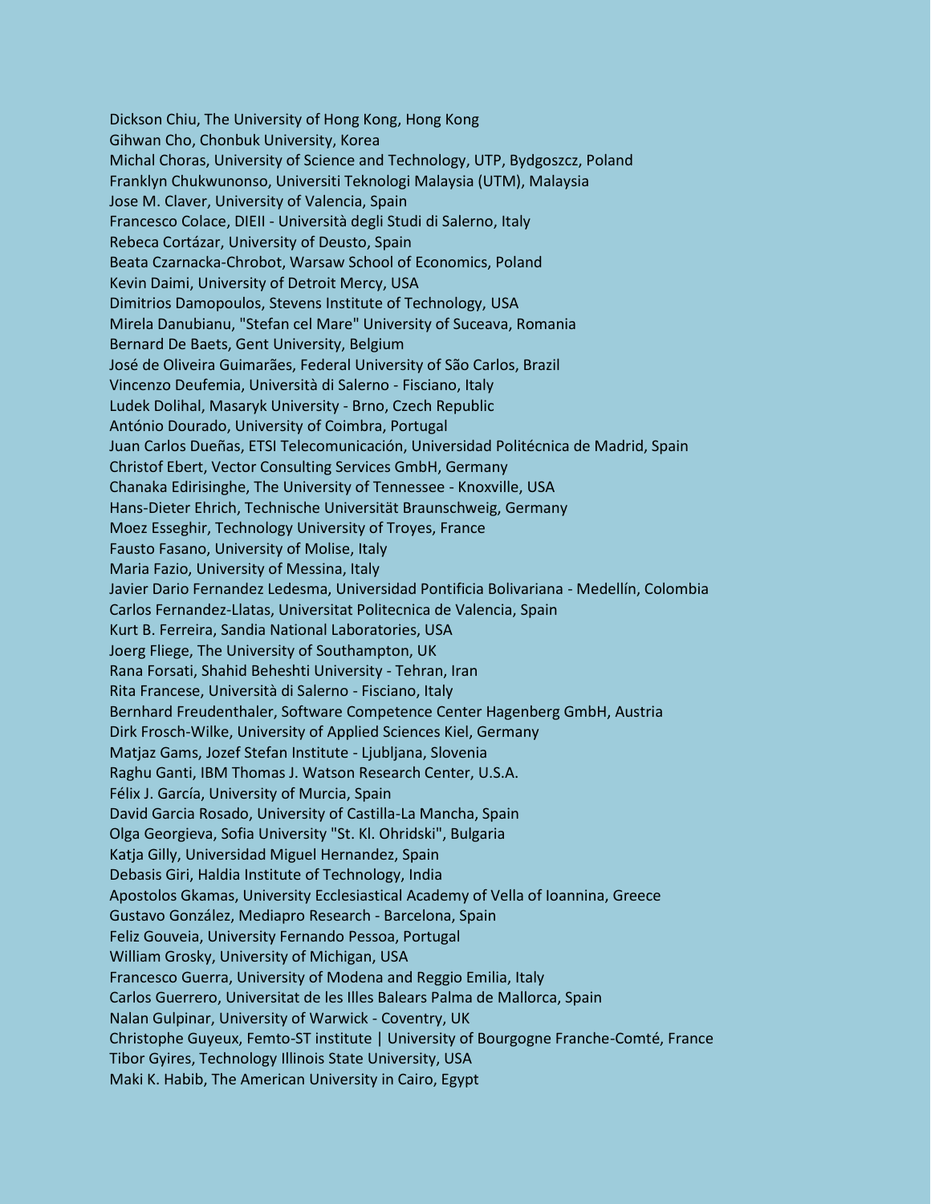Dickson Chiu, The University of Hong Kong, Hong Kong
Gihwan Cho, Chonbuk University, Korea
Michal Choras, University of Science and Technology, UTP, Bydgoszcz, Poland
Franklyn Chukwunonso, Universiti Teknologi Malaysia (UTM), Malaysia
Jose M. Claver, University of Valencia, Spain
Francesco Colace, DIEII - Università degli Studi di Salerno, Italy
Rebeca Cortázar, University of Deusto, Spain
Beata Czarnacka-Chrobot, Warsaw School of Economics, Poland
Kevin Daimi, University of Detroit Mercy, USA
Dimitrios Damopoulos, Stevens Institute of Technology, USA
Mirela Danubianu, "Stefan cel Mare" University of Suceava, Romania
Bernard De Baets, Gent University, Belgium
José de Oliveira Guimarães, Federal University of São Carlos, Brazil
Vincenzo Deufemia, Università di Salerno - Fisciano, Italy
Ludek Dolihal, Masaryk University - Brno, Czech Republic
António Dourado, University of Coimbra, Portugal
Juan Carlos Dueñas, ETSI Telecomunicación, Universidad Politécnica de Madrid, Spain
Christof Ebert, Vector Consulting Services GmbH, Germany
Chanaka Edirisinghe, The University of Tennessee - Knoxville, USA
Hans-Dieter Ehrich, Technische Universität Braunschweig, Germany
Moez Esseghir, Technology University of Troyes, France
Fausto Fasano, University of Molise, Italy
Maria Fazio, University of Messina, Italy
Javier Dario Fernandez Ledesma, Universidad Pontificia Bolivariana - Medellín, Colombia
Carlos Fernandez-Llatas, Universitat Politecnica de Valencia, Spain
Kurt B. Ferreira, Sandia National Laboratories, USA
Joerg Fliege, The University of Southampton, UK
Rana Forsati, Shahid Beheshti University - Tehran, Iran
Rita Francese, Università di Salerno - Fisciano, Italy
Bernhard Freudenthaler, Software Competence Center Hagenberg GmbH, Austria
Dirk Frosch-Wilke, University of Applied Sciences Kiel, Germany
Matjaz Gams, Jozef Stefan Institute - Ljubljana, Slovenia
Raghu Ganti, IBM Thomas J. Watson Research Center, U.S.A.
Félix J. García, University of Murcia, Spain
David Garcia Rosado, University of Castilla-La Mancha, Spain
Olga Georgieva, Sofia University "St. Kl. Ohridski", Bulgaria
Katja Gilly, Universidad Miguel Hernandez, Spain
Debasis Giri, Haldia Institute of Technology, India
Apostolos Gkamas, University Ecclesiastical Academy of Vella of Ioannina, Greece
Gustavo González, Mediapro Research - Barcelona, Spain
Feliz Gouveia, University Fernando Pessoa, Portugal
William Grosky, University of Michigan, USA
Francesco Guerra, University of Modena and Reggio Emilia, Italy
Carlos Guerrero, Universitat de les Illes Balears Palma de Mallorca, Spain
Nalan Gulpinar, University of Warwick - Coventry, UK
Christophe Guyeux, Femto-ST institute | University of Bourgogne Franche-Comté, France
Tibor Gyires, Technology Illinois State University, USA
Maki K. Habib, The American University in Cairo, Egypt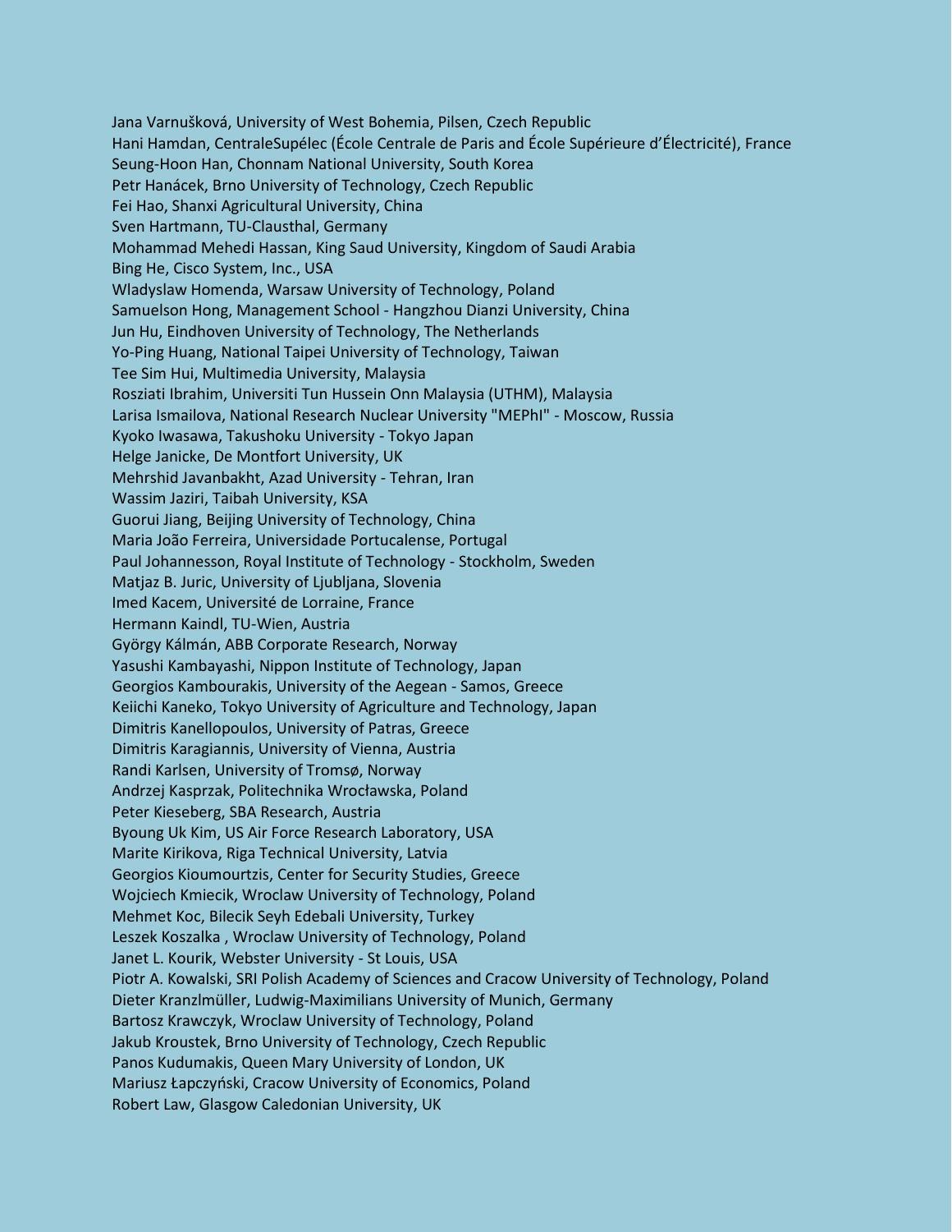Jana Varnušková, University of West Bohemia, Pilsen, Czech Republic
Hani Hamdan, CentraleSupélec (École Centrale de Paris and École Supérieure d'Électricité), France
Seung-Hoon Han, Chonnam National University, South Korea
Petr Hanácek, Brno University of Technology, Czech Republic
Fei Hao, Shanxi Agricultural University, China
Sven Hartmann, TU-Clausthal, Germany
Mohammad Mehedi Hassan, King Saud University, Kingdom of Saudi Arabia
Bing He, Cisco System, Inc., USA
Wladyslaw Homenda, Warsaw University of Technology, Poland
Samuelson Hong, Management School - Hangzhou Dianzi University, China
Jun Hu, Eindhoven University of Technology, The Netherlands
Yo-Ping Huang, National Taipei University of Technology, Taiwan
Tee Sim Hui, Multimedia University, Malaysia
Rosziati Ibrahim, Universiti Tun Hussein Onn Malaysia (UTHM), Malaysia
Larisa Ismailova, National Research Nuclear University "MEPhI" - Moscow, Russia
Kyoko Iwasawa, Takushoku University - Tokyo Japan
Helge Janicke, De Montfort University, UK
Mehrshid Javanbakht, Azad University - Tehran, Iran
Wassim Jaziri, Taibah University, KSA
Guorui Jiang, Beijing University of Technology, China
Maria João Ferreira, Universidade Portucalense, Portugal
Paul Johannesson, Royal Institute of Technology - Stockholm, Sweden
Matjaz B. Juric, University of Ljubljana, Slovenia
Imed Kacem, Université de Lorraine, France
Hermann Kaindl, TU-Wien, Austria
György Kálmán, ABB Corporate Research, Norway
Yasushi Kambayashi, Nippon Institute of Technology, Japan
Georgios Kambourakis, University of the Aegean - Samos, Greece
Keiichi Kaneko, Tokyo University of Agriculture and Technology, Japan
Dimitris Kanellopoulos, University of Patras, Greece
Dimitris Karagiannis, University of Vienna, Austria
Randi Karlsen, University of Tromsø, Norway
Andrzej Kasprzak, Politechnika Wrocławska, Poland
Peter Kieseberg, SBA Research, Austria
Byoung Uk Kim, US Air Force Research Laboratory, USA
Marite Kirikova, Riga Technical University, Latvia
Georgios Kioumourtzis, Center for Security Studies, Greece
Wojciech Kmiecik, Wroclaw University of Technology, Poland
Mehmet Koc, Bilecik Seyh Edebali University, Turkey
Leszek Koszalka , Wroclaw University of Technology, Poland
Janet L. Kourik, Webster University - St Louis, USA
Piotr A. Kowalski, SRI Polish Academy of Sciences and Cracow University of Technology, Poland
Dieter Kranzlmüller, Ludwig-Maximilians University of Munich, Germany
Bartosz Krawczyk, Wroclaw University of Technology, Poland
Jakub Kroustek, Brno University of Technology, Czech Republic
Panos Kudumakis, Queen Mary University of London, UK
Mariusz Łapczyński, Cracow University of Economics, Poland
Robert Law, Glasgow Caledonian University, UK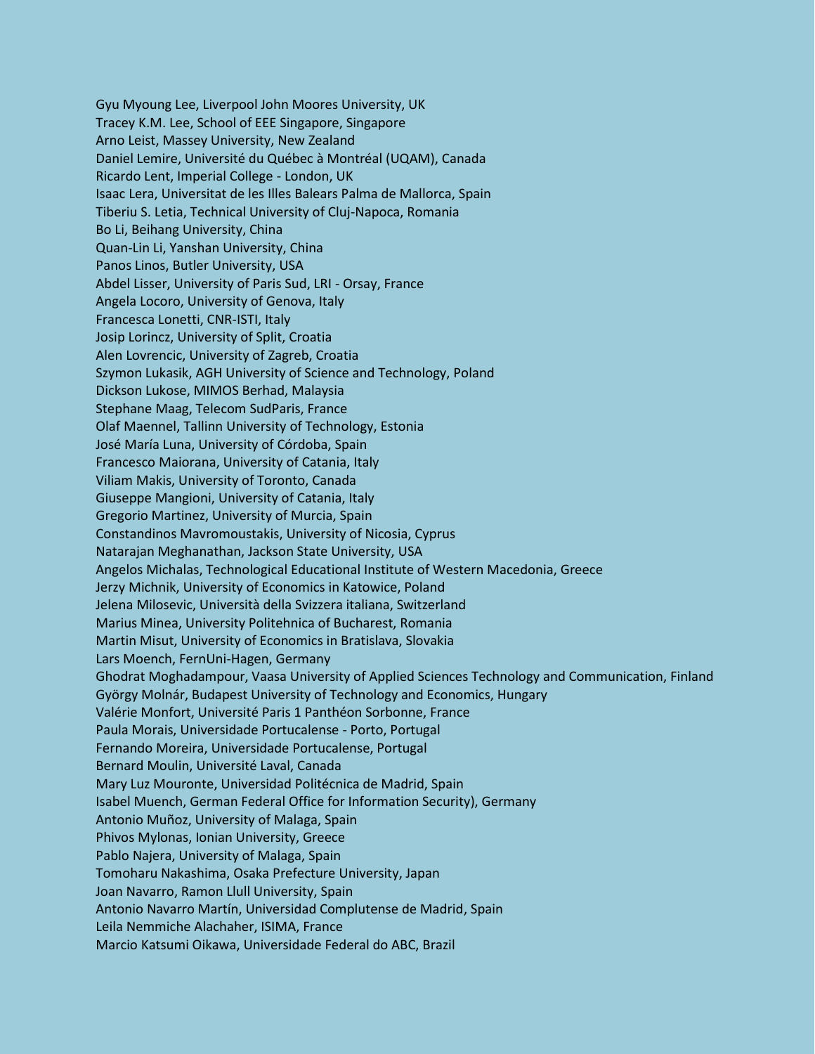Gyu Myoung Lee, Liverpool John Moores University, UK
Tracey K.M. Lee, School of EEE Singapore, Singapore
Arno Leist, Massey University, New Zealand
Daniel Lemire, Université du Québec à Montréal (UQAM), Canada
Ricardo Lent, Imperial College - London, UK
Isaac Lera, Universitat de les Illes Balears Palma de Mallorca, Spain
Tiberiu S. Letia, Technical University of Cluj-Napoca, Romania
Bo Li, Beihang University, China
Quan-Lin Li, Yanshan University, China
Panos Linos, Butler University, USA
Abdel Lisser, University of Paris Sud, LRI - Orsay, France
Angela Locoro, University of Genova, Italy
Francesca Lonetti, CNR-ISTI, Italy
Josip Lorincz, University of Split, Croatia
Alen Lovrencic, University of Zagreb, Croatia
Szymon Lukasik, AGH University of Science and Technology, Poland
Dickson Lukose, MIMOS Berhad, Malaysia
Stephane Maag, Telecom SudParis, France
Olaf Maennel, Tallinn University of Technology, Estonia
José María Luna, University of Córdoba, Spain
Francesco Maiorana, University of Catania, Italy
Viliam Makis, University of Toronto, Canada
Giuseppe Mangioni, University of Catania, Italy
Gregorio Martinez, University of Murcia, Spain
Constandinos Mavromoustakis, University of Nicosia, Cyprus
Natarajan Meghanathan, Jackson State University, USA
Angelos Michalas, Technological Educational Institute of Western Macedonia, Greece
Jerzy Michnik, University of Economics in Katowice, Poland
Jelena Milosevic, Università della Svizzera italiana, Switzerland
Marius Minea, University Politehnica of Bucharest, Romania
Martin Misut, University of Economics in Bratislava, Slovakia
Lars Moench, FernUni-Hagen, Germany
Ghodrat Moghadampour, Vaasa University of Applied Sciences Technology and Communication, Finland
György Molnár, Budapest University of Technology and Economics, Hungary
Valérie Monfort, Université Paris 1 Panthéon Sorbonne, France
Paula Morais, Universidade Portucalense - Porto, Portugal
Fernando Moreira, Universidade Portucalense, Portugal
Bernard Moulin, Université Laval, Canada
Mary Luz Mouronte, Universidad Politécnica de Madrid, Spain
Isabel Muench, German Federal Office for Information Security), Germany
Antonio Muñoz, University of Malaga, Spain
Phivos Mylonas, Ionian University, Greece
Pablo Najera, University of Malaga, Spain
Tomoharu Nakashima, Osaka Prefecture University, Japan
Joan Navarro, Ramon Llull University, Spain
Antonio Navarro Martín, Universidad Complutense de Madrid, Spain
Leila Nemmiche Alachaher, ISIMA, France
Marcio Katsumi Oikawa, Universidade Federal do ABC, Brazil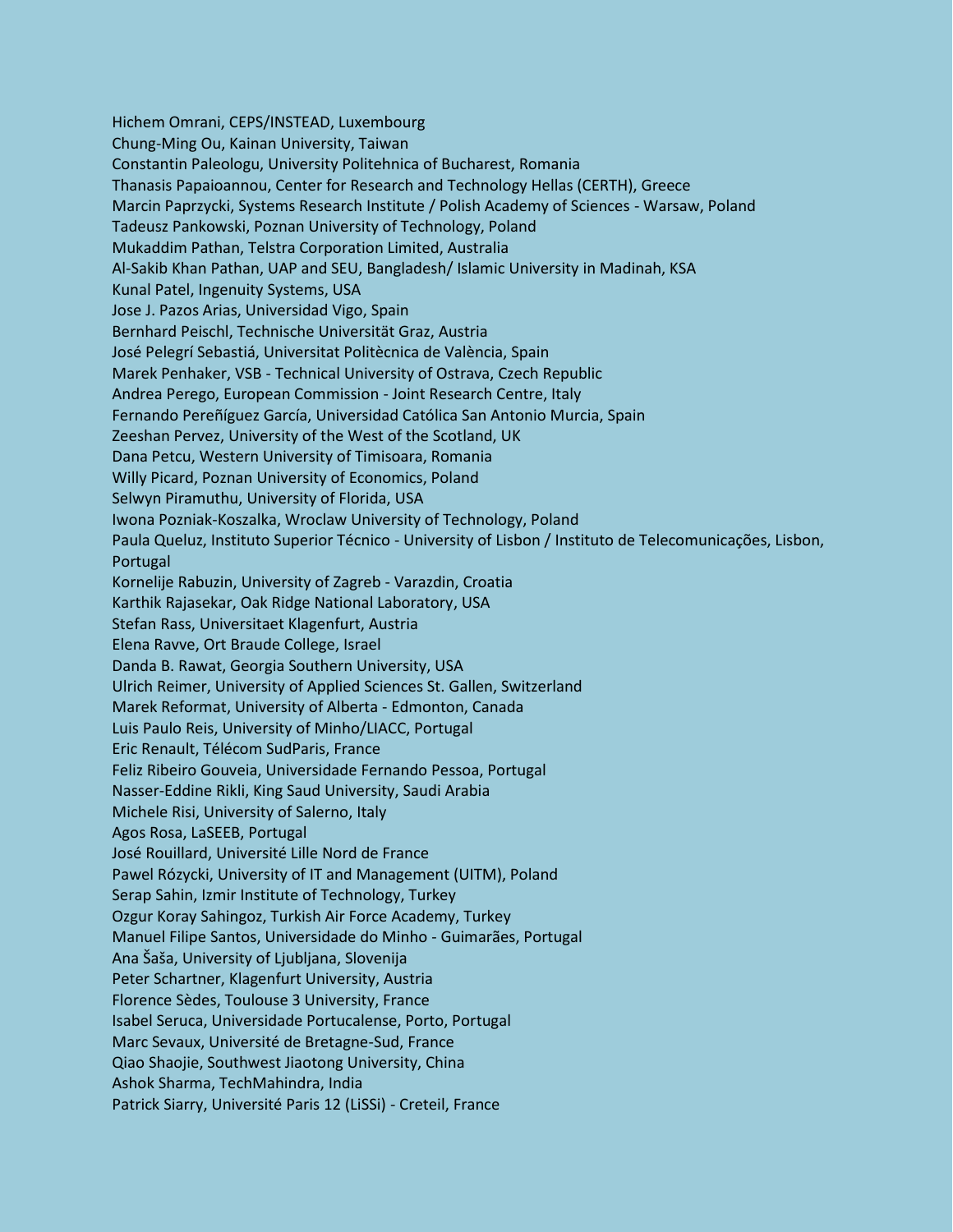Hichem Omrani, CEPS/INSTEAD, Luxembourg
Chung-Ming Ou, Kainan University, Taiwan
Constantin Paleologu, University Politehnica of Bucharest, Romania
Thanasis Papaioannou, Center for Research and Technology Hellas (CERTH), Greece
Marcin Paprzycki, Systems Research Institute / Polish Academy of Sciences - Warsaw, Poland
Tadeusz Pankowski, Poznan University of Technology, Poland
Mukaddim Pathan, Telstra Corporation Limited, Australia
Al-Sakib Khan Pathan, UAP and SEU, Bangladesh/ Islamic University in Madinah, KSA
Kunal Patel, Ingenuity Systems, USA
Jose J. Pazos Arias, Universidad Vigo, Spain
Bernhard Peischl, Technische Universität Graz, Austria
José Pelegrí Sebastiá, Universitat Politècnica de València, Spain
Marek Penhaker, VSB - Technical University of Ostrava, Czech Republic
Andrea Perego, European Commission - Joint Research Centre, Italy
Fernando Pereñíguez García, Universidad Católica San Antonio Murcia, Spain
Zeeshan Pervez, University of the West of the Scotland, UK
Dana Petcu, Western University of Timisoara, Romania
Willy Picard, Poznan University of Economics, Poland
Selwyn Piramuthu, University of Florida, USA
Iwona Pozniak-Koszalka, Wroclaw University of Technology, Poland
Paula Queluz, Instituto Superior Técnico - University of Lisbon / Instituto de Telecomunicações, Lisbon, Portugal
Kornelije Rabuzin, University of Zagreb - Varazdin, Croatia
Karthik Rajasekar, Oak Ridge National Laboratory, USA
Stefan Rass, Universitaet Klagenfurt, Austria
Elena Ravve, Ort Braude College, Israel
Danda B. Rawat, Georgia Southern University, USA
Ulrich Reimer, University of Applied Sciences St. Gallen, Switzerland
Marek Reformat, University of Alberta - Edmonton, Canada
Luis Paulo Reis, University of Minho/LIACC, Portugal
Eric Renault, Télécom SudParis, France
Feliz Ribeiro Gouveia, Universidade Fernando Pessoa, Portugal
Nasser-Eddine Rikli, King Saud University, Saudi Arabia
Michele Risi, University of Salerno, Italy
Agos Rosa, LaSEEB, Portugal
José Rouillard, Université Lille Nord de France
Pawel Rózycki, University of IT and Management (UITM), Poland
Serap Sahin, Izmir Institute of Technology, Turkey
Ozgur Koray Sahingoz, Turkish Air Force Academy, Turkey
Manuel Filipe Santos, Universidade do Minho - Guimarães, Portugal
Ana Šaša, University of Ljubljana, Slovenija
Peter Schartner, Klagenfurt University, Austria
Florence Sèdes, Toulouse 3 University, France
Isabel Seruca, Universidade Portucalense, Porto, Portugal
Marc Sevaux, Université de Bretagne-Sud, France
Qiao Shaojie, Southwest Jiaotong University, China
Ashok Sharma, TechMahindra, India
Patrick Siarry, Université Paris 12 (LiSSi) - Creteil, France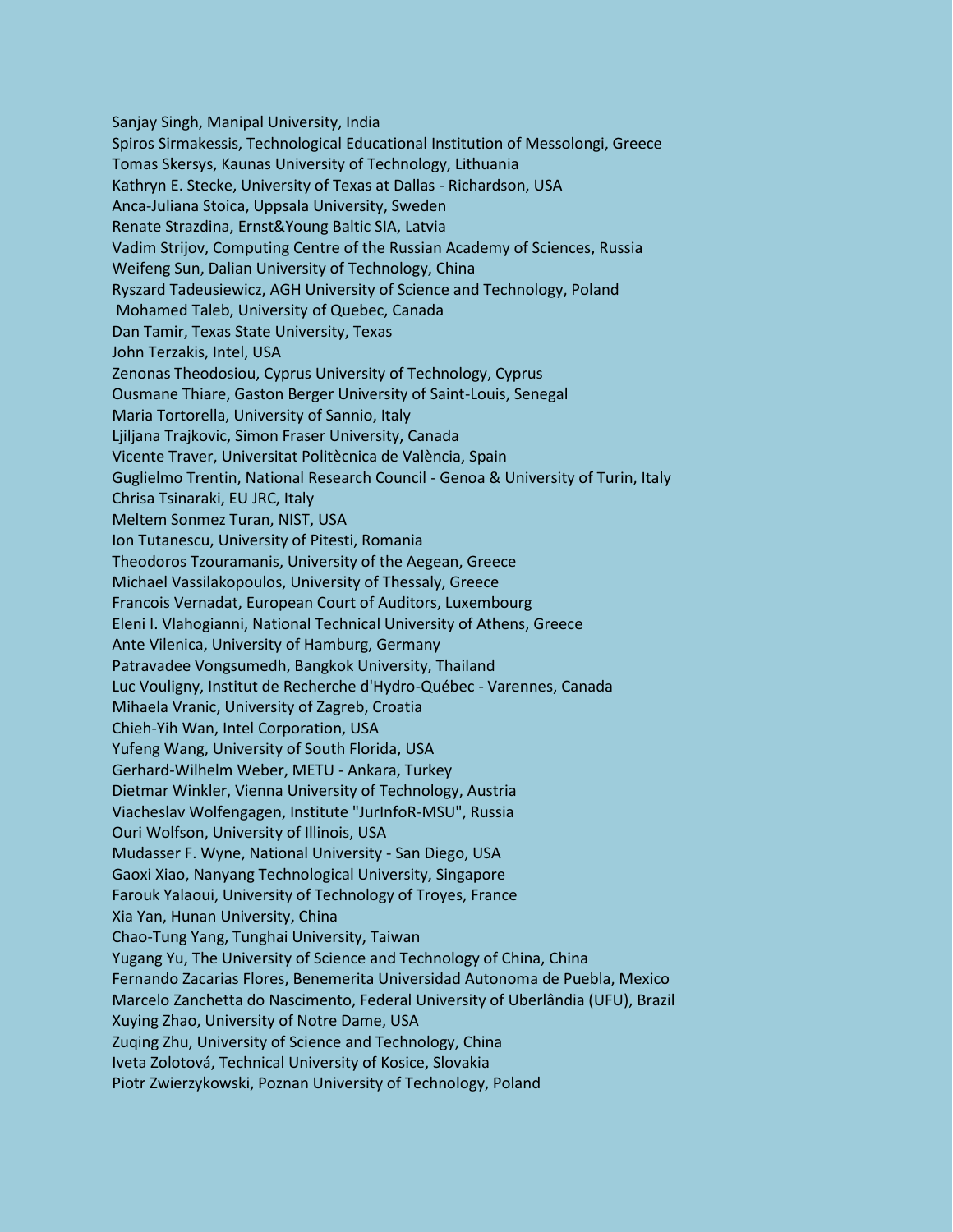Sanjay Singh, Manipal University, India
Spiros Sirmakessis, Technological Educational Institution of Messolongi, Greece
Tomas Skersys, Kaunas University of Technology, Lithuania
Kathryn E. Stecke, University of Texas at Dallas - Richardson, USA
Anca-Juliana Stoica, Uppsala University, Sweden
Renate Strazdina, Ernst&Young Baltic SIA, Latvia
Vadim Strijov, Computing Centre of the Russian Academy of Sciences, Russia
Weifeng Sun, Dalian University of Technology, China
Ryszard Tadeusiewicz, AGH University of Science and Technology, Poland
Mohamed Taleb, University of Quebec, Canada
Dan Tamir, Texas State University, Texas
John Terzakis, Intel, USA
Zenonas Theodosiou, Cyprus University of Technology, Cyprus
Ousmane Thiare, Gaston Berger University of Saint-Louis, Senegal
Maria Tortorella, University of Sannio, Italy
Ljiljana Trajkovic, Simon Fraser University, Canada
Vicente Traver, Universitat Politècnica de València, Spain
Guglielmo Trentin, National Research Council - Genoa & University of Turin, Italy
Chrisa Tsinaraki, EU JRC, Italy
Meltem Sonmez Turan, NIST, USA
Ion Tutanescu, University of Pitesti, Romania
Theodoros Tzouramanis, University of the Aegean, Greece
Michael Vassilakopoulos, University of Thessaly, Greece
Francois Vernadat, European Court of Auditors, Luxembourg
Eleni I. Vlahogianni, National Technical University of Athens, Greece
Ante Vilenica, University of Hamburg, Germany
Patravadee Vongsumedh, Bangkok University, Thailand
Luc Vouligny, Institut de Recherche d'Hydro-Québec - Varennes, Canada
Mihaela Vranic, University of Zagreb, Croatia
Chieh-Yih Wan, Intel Corporation, USA
Yufeng Wang, University of South Florida, USA
Gerhard-Wilhelm Weber, METU - Ankara, Turkey
Dietmar Winkler, Vienna University of Technology, Austria
Viacheslav Wolfengagen, Institute "JurInfoR-MSU", Russia
Ouri Wolfson, University of Illinois, USA
Mudasser F. Wyne, National University - San Diego, USA
Gaoxi Xiao, Nanyang Technological University, Singapore
Farouk Yalaoui, University of Technology of Troyes, France
Xia Yan, Hunan University, China
Chao-Tung Yang, Tunghai University, Taiwan
Yugang Yu, The University of Science and Technology of China, China
Fernando Zacarias Flores, Benemerita Universidad Autonoma de Puebla, Mexico
Marcelo Zanchetta do Nascimento, Federal University of Uberlândia (UFU), Brazil
Xuying Zhao, University of Notre Dame, USA
Zuqing Zhu, University of Science and Technology, China
Iveta Zolotová, Technical University of Kosice, Slovakia
Piotr Zwierzykowski, Poznan University of Technology, Poland